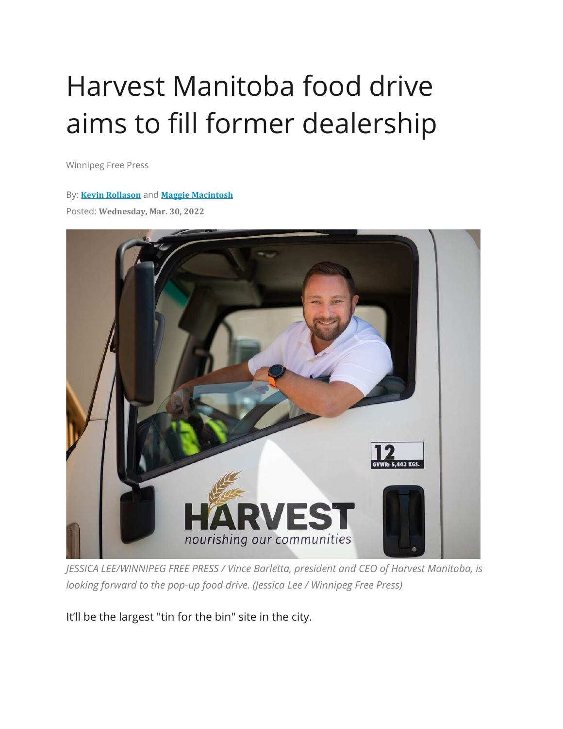# Harvest Manitoba food drive aims to fill former dealership

Winnipeg Free Press

By: **Kevin Rollason** and **Maggie Macintosh**

Posted: **Wednesday, Mar. 30, 2022**

*JESSICA LEE/WINNIPEG FREE PRESS / Vince Barletta, president and CEO of Harvest Manitoba, is looking forward to the pop-up food drive. (Jessica Lee / Winnipeg Free Press)*

It'll be the largest "tin for the bin" site in the city.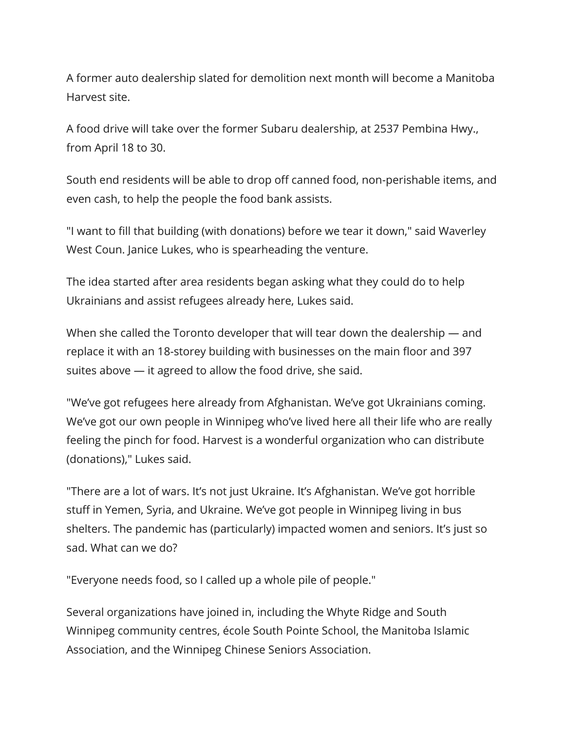A former auto dealership slated for demolition next month will become a Manitoba Harvest site.

A food drive will take over the former Subaru dealership, at 2537 Pembina Hwy., from April 18 to 30.

South end residents will be able to drop off canned food, non-perishable items, and even cash, to help the people the food bank assists.

"I want to fill that building (with donations) before we tear it down," said Waverley West Coun. Janice Lukes, who is spearheading the venture.

The idea started after area residents began asking what they could do to help Ukrainians and assist refugees already here, Lukes said.

When she called the Toronto developer that will tear down the dealership — and replace it with an 18-storey building with businesses on the main floor and 397 suites above — it agreed to allow the food drive, she said.

"We've got refugees here already from Afghanistan. We've got Ukrainians coming. We've got our own people in Winnipeg who've lived here all their life who are really feeling the pinch for food. Harvest is a wonderful organization who can distribute (donations)," Lukes said.

"There are a lot of wars. It's not just Ukraine. It's Afghanistan. We've got horrible stuff in Yemen, Syria, and Ukraine. We've got people in Winnipeg living in bus shelters. The pandemic has (particularly) impacted women and seniors. It's just so sad. What can we do?

"Everyone needs food, so I called up a whole pile of people."

Several organizations have joined in, including the Whyte Ridge and South Winnipeg community centres, école South Pointe School, the Manitoba Islamic Association, and the Winnipeg Chinese Seniors Association.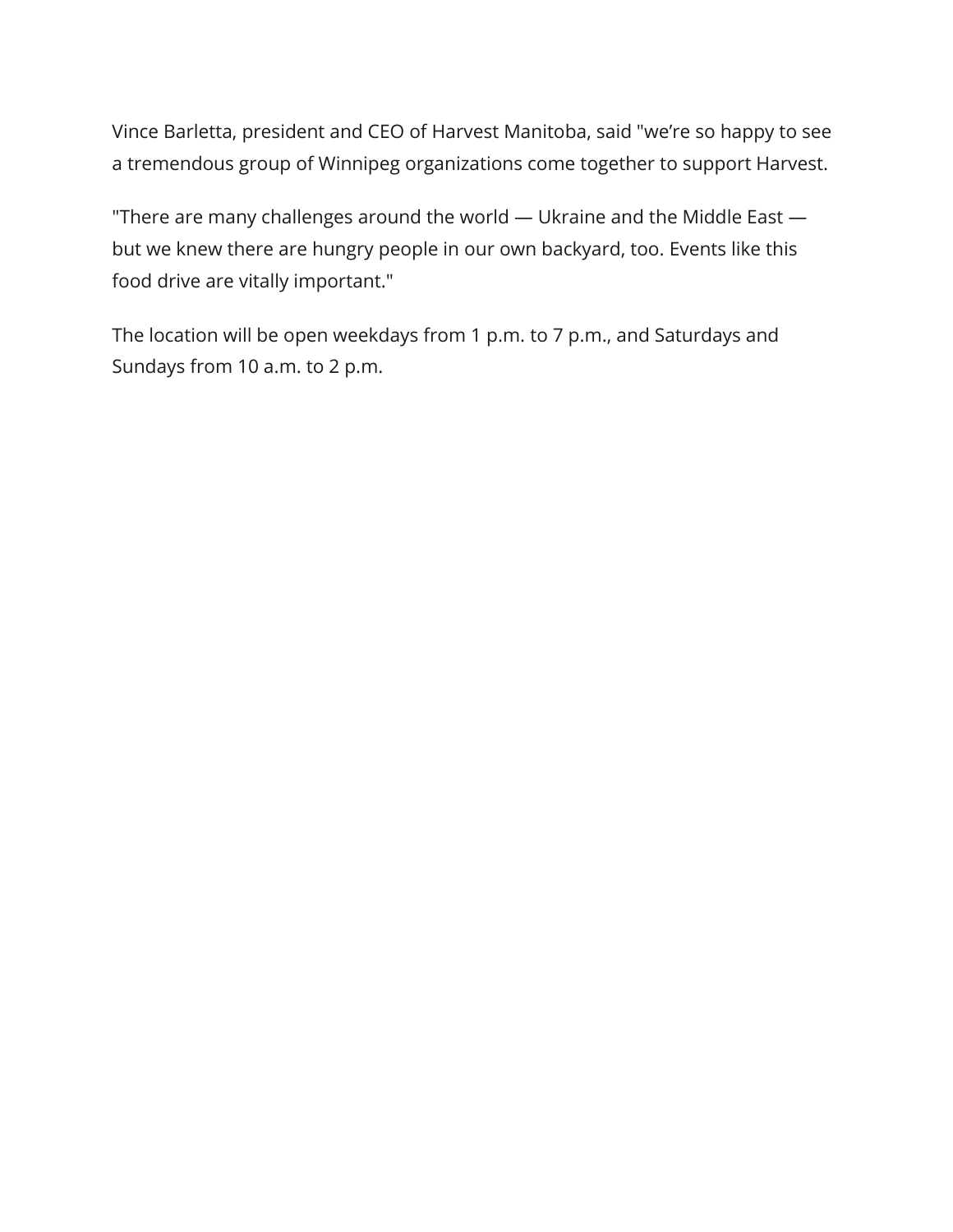Vince Barletta, president and CEO of Harvest Manitoba, said "we're so happy to see a tremendous group of Winnipeg organizations come together to support Harvest.

"There are many challenges around the world — Ukraine and the Middle East — but we knew there are hungry people in our own backyard, too. Events like this food drive are vitally important."

The location will be open weekdays from 1 p.m. to 7 p.m., and Saturdays and Sundays from 10 a.m. to 2 p.m.